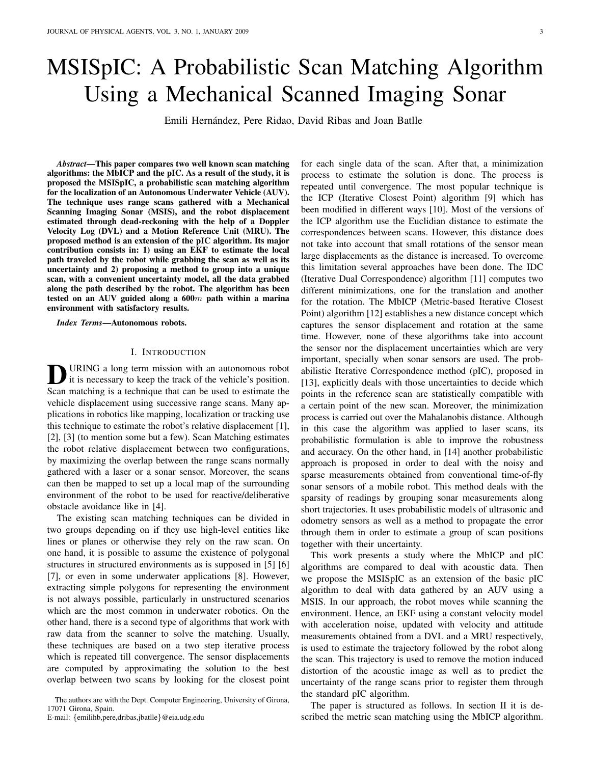# MSISpIC: A Probabilistic Scan Matching Algorithm Using a Mechanical Scanned Imaging Sonar

Emili Hernández, Pere Ridao, David Ribas and Joan Batlle

***Abstract*—This paper compares two well known scan matching algorithms: the MbICP and the pIC. As a result of the study, it is proposed the MSISpIC, a probabilistic scan matching algorithm for the localization of an Autonomous Underwater Vehicle (AUV). The technique uses range scans gathered with a Mechanical Scanning Imaging Sonar (MSIS), and the robot displacement estimated through dead-reckoning with the help of a Doppler Velocity Log (DVL) and a Motion Reference Unit (MRU). The proposed method is an extension of the pIC algorithm. Its major contribution consists in: 1) using an EKF to estimate the local path traveled by the robot while grabbing the scan as well as its uncertainty and 2) proposing a method to group into a unique scan, with a convenient uncertainty model, all the data grabbed along the path described by the robot. The algorithm has been tested on an AUV guided along a 600$m$ path within a marina environment with satisfactory results.**

***Index Terms*—Autonomous robots.**

## I. Introduction

During a long term mission with an autonomous robot it is necessary to keep the track of the vehicle's position. Scan matching is a technique that can be used to estimate the vehicle displacement using successive range scans. Many applications in robotics like mapping, localization or tracking use this technique to estimate the robot's relative displacement [1], [2], [3] (to mention some but a few). Scan Matching estimates the robot relative displacement between two configurations, by maximizing the overlap between the range scans normally gathered with a laser or a sonar sensor. Moreover, the scans can then be mapped to set up a local map of the surrounding environment of the robot to be used for reactive/deliberative obstacle avoidance like in [4].

The existing scan matching techniques can be divided in two groups depending on if they use high-level entities like lines or planes or otherwise they rely on the raw scan. On one hand, it is possible to assume the existence of polygonal structures in structured environments as is supposed in [5] [6] [7], or even in some underwater applications [8]. However, extracting simple polygons for representing the environment is not always possible, particularly in unstructured scenarios which are the most common in underwater robotics. On the other hand, there is a second type of algorithms that work with raw data from the scanner to solve the matching. Usually, these techniques are based on a two step iterative process which is repeated till convergence. The sensor displacements are computed by approximating the solution to the best overlap between two scans by looking for the closest point for each single data of the scan. After that, a minimization process to estimate the solution is done. The process is repeated until convergence. The most popular technique is the ICP (Iterative Closest Point) algorithm [9] which has been modified in different ways [10]. Most of the versions of the ICP algorithm use the Euclidian distance to estimate the correspondences between scans. However, this distance does not take into account that small rotations of the sensor mean large displacements as the distance is increased. To overcome this limitation several approaches have been done. The IDC (Iterative Dual Correspondence) algorithm [11] computes two different minimizations, one for the translation and another for the rotation. The MbICP (Metric-based Iterative Closest Point) algorithm [12] establishes a new distance concept which captures the sensor displacement and rotation at the same time. However, none of these algorithms take into account the sensor nor the displacement uncertainties which are very important, specially when sonar sensors are used. The probabilistic Iterative Correspondence method (pIC), proposed in [13], explicitly deals with those uncertainties to decide which points in the reference scan are statistically compatible with a certain point of the new scan. Moreover, the minimization process is carried out over the Mahalanobis distance. Although in this case the algorithm was applied to laser scans, its probabilistic formulation is able to improve the robustness and accuracy. On the other hand, in [14] another probabilistic approach is proposed in order to deal with the noisy and sparse measurements obtained from conventional time-of-fly sonar sensors of a mobile robot. This method deals with the sparsity of readings by grouping sonar measurements along short trajectories. It uses probabilistic models of ultrasonic and odometry sensors as well as a method to propagate the error through them in order to estimate a group of scan positions together with their uncertainty.

This work presents a study where the MbICP and pIC algorithms are compared to deal with acoustic data. Then we propose the MSISpIC as an extension of the basic pIC algorithm to deal with data gathered by an AUV using a MSIS. In our approach, the robot moves while scanning the environment. Hence, an EKF using a constant velocity model with acceleration noise, updated with velocity and attitude measurements obtained from a DVL and a MRU respectively, is used to estimate the trajectory followed by the robot along the scan. This trajectory is used to remove the motion induced distortion of the acoustic image as well as to predict the uncertainty of the range scans prior to register them through the standard pIC algorithm.

The paper is structured as follows. In section II it is described the metric scan matching using the MbICP algorithm.

The authors are with the Dept. Computer Engineering, University of Girona, 17071 Girona, Spain.
E-mail: {emilihb,pere,dribas,jbatlle}@eia.udg.edu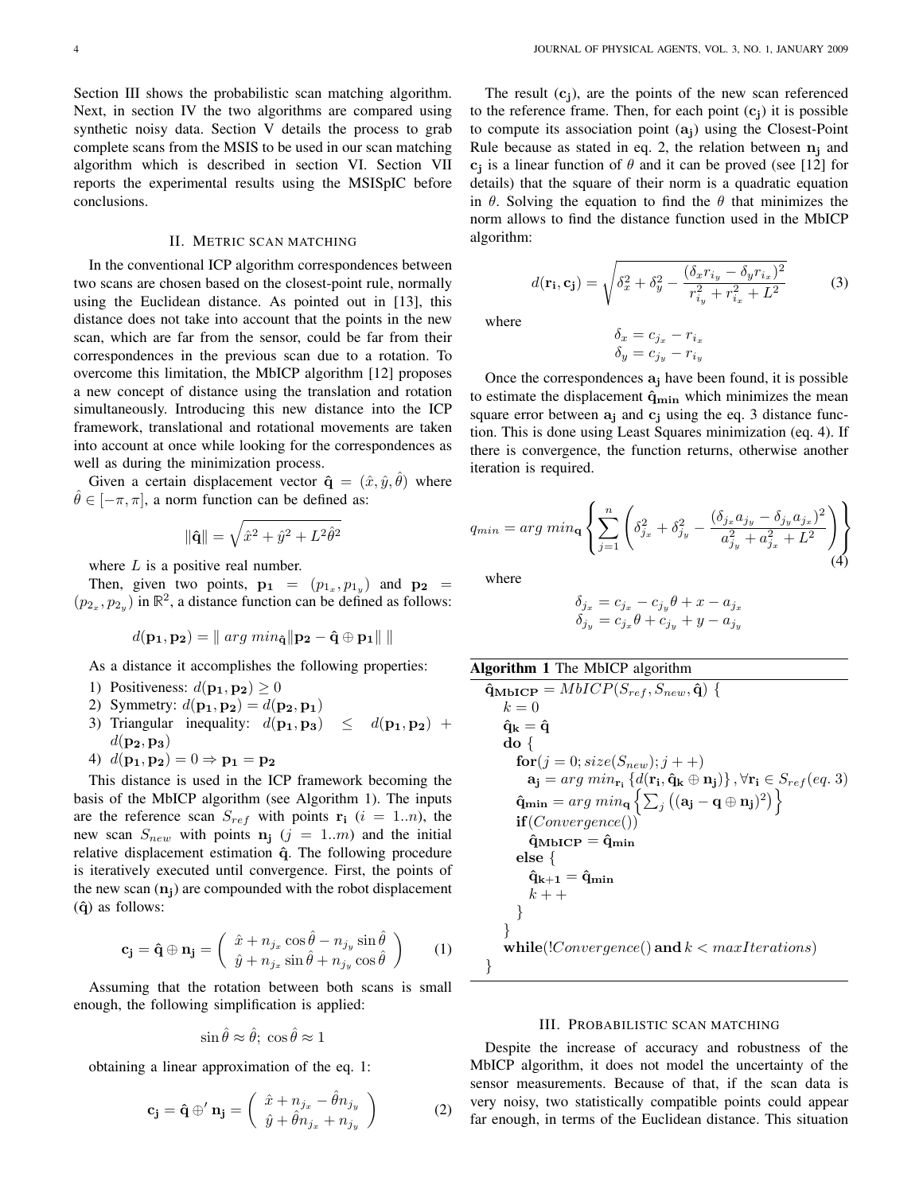Section III shows the probabilistic scan matching algorithm. Next, in section IV the two algorithms are compared using synthetic noisy data. Section V details the process to grab complete scans from the MSIS to be used in our scan matching algorithm which is described in section VI. Section VII reports the experimental results using the MSISpIC before conclusions.

## II. Metric scan matching

In the conventional ICP algorithm correspondences between two scans are chosen based on the closest-point rule, normally using the Euclidean distance. As pointed out in [13], this distance does not take into account that the points in the new scan, which are far from the sensor, could be far from their correspondences in the previous scan due to a rotation. To overcome this limitation, the MbICP algorithm [12] proposes a new concept of distance using the translation and rotation simultaneously. Introducing this new distance into the ICP framework, translational and rotational movements are taken into account at once while looking for the correspondences as well as during the minimization process.

Given a certain displacement vector $\hat{\mathbf{q}} = (\hat{x}, \hat{y}, \hat{\theta})$ where $\hat{\theta} \in [-\pi, \pi]$, a norm function can be defined as:

$$\|\hat{\mathbf{q}}\| = \sqrt{\hat{x}^2 + \hat{y}^2 + L^2\hat{\theta}^2}$$

where $L$ is a positive real number.

Then, given two points, $\mathbf{p_1} = (p_{1_x}, p_{1_y})$ and $\mathbf{p_2} = (p_{2_x}, p_{2_y})$ in $\mathbb{R}^2$, a distance function can be defined as follows:

$$d(\mathbf{p_1}, \mathbf{p_2}) = \| \, arg\ min_{\hat{\mathbf{q}}} \|\mathbf{p_2} - \hat{\mathbf{q}} \oplus \mathbf{p_1}\| \, \|$$

As a distance it accomplishes the following properties:

1) Positiveness: $d(\mathbf{p_1}, \mathbf{p_2}) \geq 0$
2) Symmetry: $d(\mathbf{p_1}, \mathbf{p_2}) = d(\mathbf{p_2}, \mathbf{p_1})$
3) Triangular inequality: $d(\mathbf{p_1}, \mathbf{p_3}) \leq d(\mathbf{p_1}, \mathbf{p_2}) + d(\mathbf{p_2}, \mathbf{p_3})$
4) $d(\mathbf{p_1}, \mathbf{p_2}) = 0 \Rightarrow \mathbf{p_1} = \mathbf{p_2}$

This distance is used in the ICP framework becoming the basis of the MbICP algorithm (see Algorithm 1). The inputs are the reference scan $S_{ref}$ with points $\mathbf{r_i}$ $(i = 1..n)$, the new scan $S_{new}$ with points $\mathbf{n_j}$ $(j = 1..m)$ and the initial relative displacement estimation $\hat{\mathbf{q}}$. The following procedure is iteratively executed until convergence. First, the points of the new scan $(\mathbf{n_j})$ are compounded with the robot displacement $(\hat{\mathbf{q}})$ as follows:

$$\mathbf{c_j} = \hat{\mathbf{q}} \oplus \mathbf{n_j} = \begin{pmatrix} \hat{x} + n_{j_x}\cos\hat{\theta} - n_{j_y}\sin\hat{\theta} \\ \hat{y} + n_{j_x}\sin\hat{\theta} + n_{j_y}\cos\hat{\theta} \end{pmatrix} \tag{1}$$

Assuming that the rotation between both scans is small enough, the following simplification is applied:

$$\sin\hat{\theta} \approx \hat{\theta};\ \cos\hat{\theta} \approx 1$$

obtaining a linear approximation of the eq. 1:

$$\mathbf{c_j} = \hat{\mathbf{q}} \oplus' \mathbf{n_j} = \begin{pmatrix} \hat{x} + n_{j_x} - \hat{\theta} n_{j_y} \\ \hat{y} + \hat{\theta} n_{j_x} + n_{j_y} \end{pmatrix} \tag{2}$$

The result $(\mathbf{c_j})$, are the points of the new scan referenced to the reference frame. Then, for each point $(\mathbf{c_j})$ it is possible to compute its association point $(\mathbf{a_j})$ using the Closest-Point Rule because as stated in eq. 2, the relation between $\mathbf{n_j}$ and $\mathbf{c_j}$ is a linear function of $\theta$ and it can be proved (see [12] for details) that the square of their norm is a quadratic equation in $\theta$. Solving the equation to find the $\theta$ that minimizes the norm allows to find the distance function used in the MbICP algorithm:

$$d(\mathbf{r_i}, \mathbf{c_j}) = \sqrt{\delta_x^2 + \delta_y^2 - \frac{(\delta_x r_{i_y} - \delta_y r_{i_x})^2}{r_{i_y}^2 + r_{i_x}^2 + L^2}} \tag{3}$$

where

$$\delta_x = c_{j_x} - r_{i_x}$$
$$\delta_y = c_{j_y} - r_{i_y}$$

Once the correspondences $\mathbf{a_j}$ have been found, it is possible to estimate the displacement $\hat{\mathbf{q}}_{\mathbf{min}}$ which minimizes the mean square error between $\mathbf{a_j}$ and $\mathbf{c_j}$ using the eq. 3 distance function. This is done using Least Squares minimization (eq. 4). If there is convergence, the function returns, otherwise another iteration is required.

$$q_{min} = arg\ min_{\mathbf{q}} \left\{ \sum_{j=1}^{n} \left( \delta_{j_x}^2 + \delta_{j_y}^2 - \frac{(\delta_{j_x} a_{j_y} - \delta_{j_y} a_{j_x})^2}{a_{j_y}^2 + a_{j_x}^2 + L^2} \right) \right\} \tag{4}$$

where

$$\delta_{j_x} = c_{j_x} - c_{j_y}\theta + x - a_{j_x}$$
$$\delta_{j_y} = c_{j_x}\theta + c_{j_y} + y - a_{j_y}$$

**Algorithm 1** The MbICP algorithm

$\hat{\mathbf{q}}_{\mathbf{MbICP}} = MbICP(S_{ref}, S_{new}, \hat{\mathbf{q}})$ {
  $k = 0$
  $\hat{\mathbf{q}}_{\mathbf{k}} = \hat{\mathbf{q}}$
  **do** {
    **for**$(j = 0; size(S_{new}); j{+}{+})$
      $\mathbf{a_j} = arg\ min_{\mathbf{r_i}} \{d(\mathbf{r_i}, \hat{\mathbf{q}}_{\mathbf{k}} \oplus \mathbf{n_j})\}, \forall \mathbf{r_i} \in S_{ref} (eq.\ 3)$
    $\hat{\mathbf{q}}_{\mathbf{min}} = arg\ min_{\mathbf{q}} \left\{ \sum_j \left( (\mathbf{a_j} - \mathbf{q} \oplus \mathbf{n_j})^2 \right) \right\}$
    **if**$(Convergence())$
      $\hat{\mathbf{q}}_{\mathbf{MbICP}} = \hat{\mathbf{q}}_{\mathbf{min}}$
    **else** {
      $\hat{\mathbf{q}}_{\mathbf{k+1}} = \hat{\mathbf{q}}_{\mathbf{min}}$
      $k{+}{+}$
    }
  }
  **while**$(!Convergence()$ **and** $k < maxIterations)$
}

## III. Probabilistic scan matching

Despite the increase of accuracy and robustness of the MbICP algorithm, it does not model the uncertainty of the sensor measurements. Because of that, if the scan data is very noisy, two statistically compatible points could appear far enough, in terms of the Euclidean distance. This situation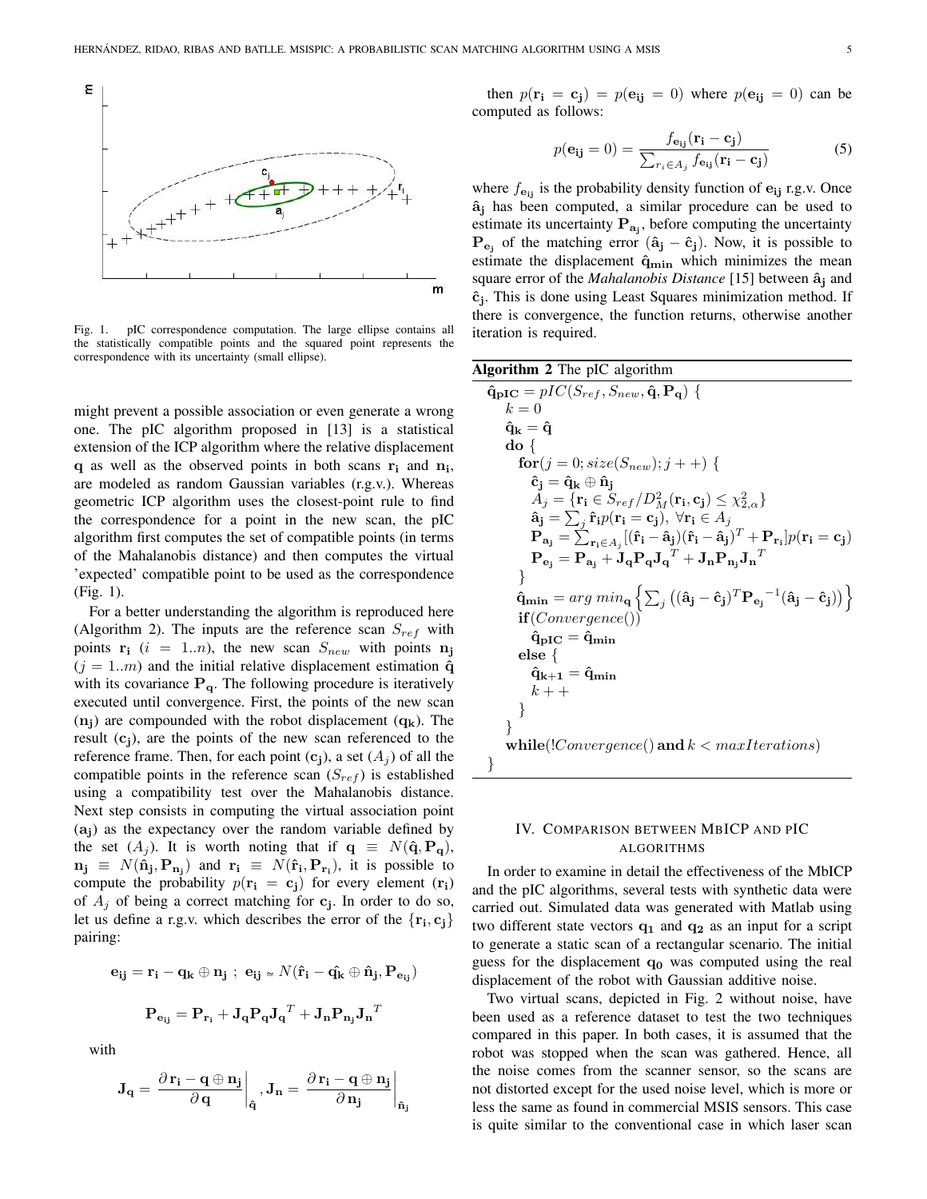Fig. 1. pIC correspondence computation. The large ellipse contains all the statistically compatible points and the squared point represents the correspondence with its uncertainty (small ellipse).

might prevent a possible association or even generate a wrong one. The pIC algorithm proposed in [13] is a statistical extension of the ICP algorithm where the relative displacement $\mathbf{q}$ as well as the observed points in both scans $\mathbf{r_i}$ and $\mathbf{n_i}$, are modeled as random Gaussian variables (r.g.v.). Whereas geometric ICP algorithm uses the closest-point rule to find the correspondence for a point in the new scan, the pIC algorithm first computes the set of compatible points (in terms of the Mahalanobis distance) and then computes the virtual 'expected' compatible point to be used as the correspondence (Fig. 1).

For a better understanding the algorithm is reproduced here (Algorithm 2). The inputs are the reference scan $S_{ref}$ with points $\mathbf{r_i}$ ($i = 1..n$), the new scan $S_{new}$ with points $\mathbf{n_j}$ ($j = 1..m$) and the initial relative displacement estimation $\hat{\mathbf{q}}$ with its covariance $\mathbf{P_q}$. The following procedure is iteratively executed until convergence. First, the points of the new scan ($\mathbf{n_j}$) are compounded with the robot displacement ($\mathbf{q_k}$). The result ($\mathbf{c_j}$), are the points of the new scan referenced to the reference frame. Then, for each point ($\mathbf{c_j}$), a set ($A_j$) of all the compatible points in the reference scan ($S_{ref}$) is established using a compatibility test over the Mahalanobis distance. Next step consists in computing the virtual association point ($\mathbf{a_j}$) as the expectancy over the random variable defined by the set ($A_j$). It is worth noting that if $\mathbf{q} \equiv N(\hat{\mathbf{q}}, \mathbf{P_q})$, $\mathbf{n_j} \equiv N(\hat{\mathbf{n}}_\mathbf{j}, \mathbf{P_{n_j}})$ and $\mathbf{r_i} \equiv N(\hat{\mathbf{r}}_\mathbf{i}, \mathbf{P_{r_i}})$, it is possible to compute the probability $p(\mathbf{r_i} = \mathbf{c_j})$ for every element ($\mathbf{r_i}$) of $A_j$ of being a correct matching for $\mathbf{c_j}$. In order to do so, let us define a r.g.v. which describes the error of the $\{\mathbf{r_i}, \mathbf{c_j}\}$ pairing:

$$\mathbf{e_{ij}} = \mathbf{r_i} - \mathbf{q_k} \oplus \mathbf{n_j} \ ; \ \mathbf{e_{ij}} \simeq N(\hat{\mathbf{r}}_\mathbf{i} - \hat{\mathbf{q_k}} \oplus \hat{\mathbf{n}}_\mathbf{j}, \mathbf{P_{e_{ij}}})$$

$$\mathbf{P_{e_{ij}}} = \mathbf{P_{r_i}} + \mathbf{J_q} \mathbf{P_q} \mathbf{J_q}^T + \mathbf{J_n} \mathbf{P_{n_j}} \mathbf{J_n}^T$$

with

$$\mathbf{J_q} = \left. \frac{\partial\, \mathbf{r_i} - \mathbf{q} \oplus \mathbf{n_j}}{\partial\, \mathbf{q}} \right|_{\hat{\mathbf{q}}}, \mathbf{J_n} = \left. \frac{\partial\, \mathbf{r_i} - \mathbf{q} \oplus \mathbf{n_j}}{\partial\, \mathbf{n_j}} \right|_{\hat{\mathbf{n}}_\mathbf{j}}$$

then $p(\mathbf{r_i} = \mathbf{c_j}) = p(\mathbf{e_{ij}} = 0)$ where $p(\mathbf{e_{ij}} = 0)$ can be computed as follows:

$$p(\mathbf{e_{ij}} = 0) = \frac{f_{\mathbf{e_{ij}}}(\mathbf{r_i} - \mathbf{c_j})}{\sum_{r_i \in A_j} f_{\mathbf{e_{ij}}}(\mathbf{r_i} - \mathbf{c_j})} \qquad (5)$$

where $f_{\mathbf{e_{ij}}}$ is the probability density function of $\mathbf{e_{ij}}$ r.g.v. Once $\hat{\mathbf{a}}_\mathbf{j}$ has been computed, a similar procedure can be used to estimate its uncertainty $\mathbf{P_{a_j}}$, before computing the uncertainty $\mathbf{P_{e_j}}$ of the matching error $(\hat{\mathbf{a}}_\mathbf{j} - \hat{\mathbf{c}}_\mathbf{j})$. Now, it is possible to estimate the displacement $\hat{\mathbf{q}}_\mathbf{min}$ which minimizes the mean square error of the *Mahalanobis Distance* [15] between $\hat{\mathbf{a}}_\mathbf{j}$ and $\hat{\mathbf{c}}_\mathbf{j}$. This is done using Least Squares minimization method. If there is convergence, the function returns, otherwise another iteration is required.

**Algorithm 2** The pIC algorithm

$\hat{\mathbf{q}}_\mathbf{pIC} = pIC(S_{ref}, S_{new}, \hat{\mathbf{q}}, \mathbf{P_q})$ {
  $k = 0$
  $\hat{\mathbf{q}}_\mathbf{k} = \hat{\mathbf{q}}$
  **do** {
    **for**$(j = 0; size(S_{new}); j{+}{+})$ {
      $\hat{\mathbf{c}}_\mathbf{j} = \hat{\mathbf{q}}_\mathbf{k} \oplus \hat{\mathbf{n}}_\mathbf{j}$
      $A_j = \{\mathbf{r_i} \in S_{ref} / D^2_M(\mathbf{r_i}, \mathbf{c_j}) \leq \chi^2_{2,\alpha}\}$
      $\hat{\mathbf{a}}_\mathbf{j} = \sum_j \hat{\mathbf{r}}_\mathbf{i} p(\mathbf{r_i} = \mathbf{c_j}),\ \forall \mathbf{r_i} \in A_j$
      $\mathbf{P_{a_j}} = \sum_{\mathbf{r_i} \in A_j} [(\hat{\mathbf{r}}_\mathbf{i} - \hat{\mathbf{a}}_\mathbf{j})(\hat{\mathbf{r}}_\mathbf{i} - \hat{\mathbf{a}}_\mathbf{j})^T + \mathbf{P_{r_i}}] p(\mathbf{r_i} = \mathbf{c_j})$
      $\mathbf{P_{e_j}} = \mathbf{P_{a_j}} + \mathbf{J_q} \mathbf{P_q} \mathbf{J_q}^T + \mathbf{J_n} \mathbf{P_{n_j}} \mathbf{J_n}^T$
    }
    $\hat{\mathbf{q}}_\mathbf{min} = arg\ min_\mathbf{q} \left\{ \sum_j \left( (\hat{\mathbf{a}}_\mathbf{j} - \hat{\mathbf{c}}_\mathbf{j})^T \mathbf{P_{e_j}}^{-1} (\hat{\mathbf{a}}_\mathbf{j} - \hat{\mathbf{c}}_\mathbf{j}) \right) \right\}$
    **if**$(Convergence())$
      $\hat{\mathbf{q}}_\mathbf{pIC} = \hat{\mathbf{q}}_\mathbf{min}$
    **else** {
      $\hat{\mathbf{q}}_\mathbf{k+1} = \hat{\mathbf{q}}_\mathbf{min}$
      $k{+}{+}$
    }
  }
  **while**$(!Convergence()\ \mathbf{and}\ k < maxIterations)$
}

## IV. Comparison between MbICP and pIC algorithms

In order to examine in detail the effectiveness of the MbICP and the pIC algorithms, several tests with synthetic data were carried out. Simulated data was generated with Matlab using two different state vectors $\mathbf{q_1}$ and $\mathbf{q_2}$ as an input for a script to generate a static scan of a rectangular scenario. The initial guess for the displacement $\mathbf{q_0}$ was computed using the real displacement of the robot with Gaussian additive noise.

Two virtual scans, depicted in Fig. 2 without noise, have been used as a reference dataset to test the two techniques compared in this paper. In both cases, it is assumed that the robot was stopped when the scan was gathered. Hence, all the noise comes from the scanner sensor, so the scans are not distorted except for the used noise level, which is more or less the same as found in commercial MSIS sensors. This case is quite similar to the conventional case in which laser scan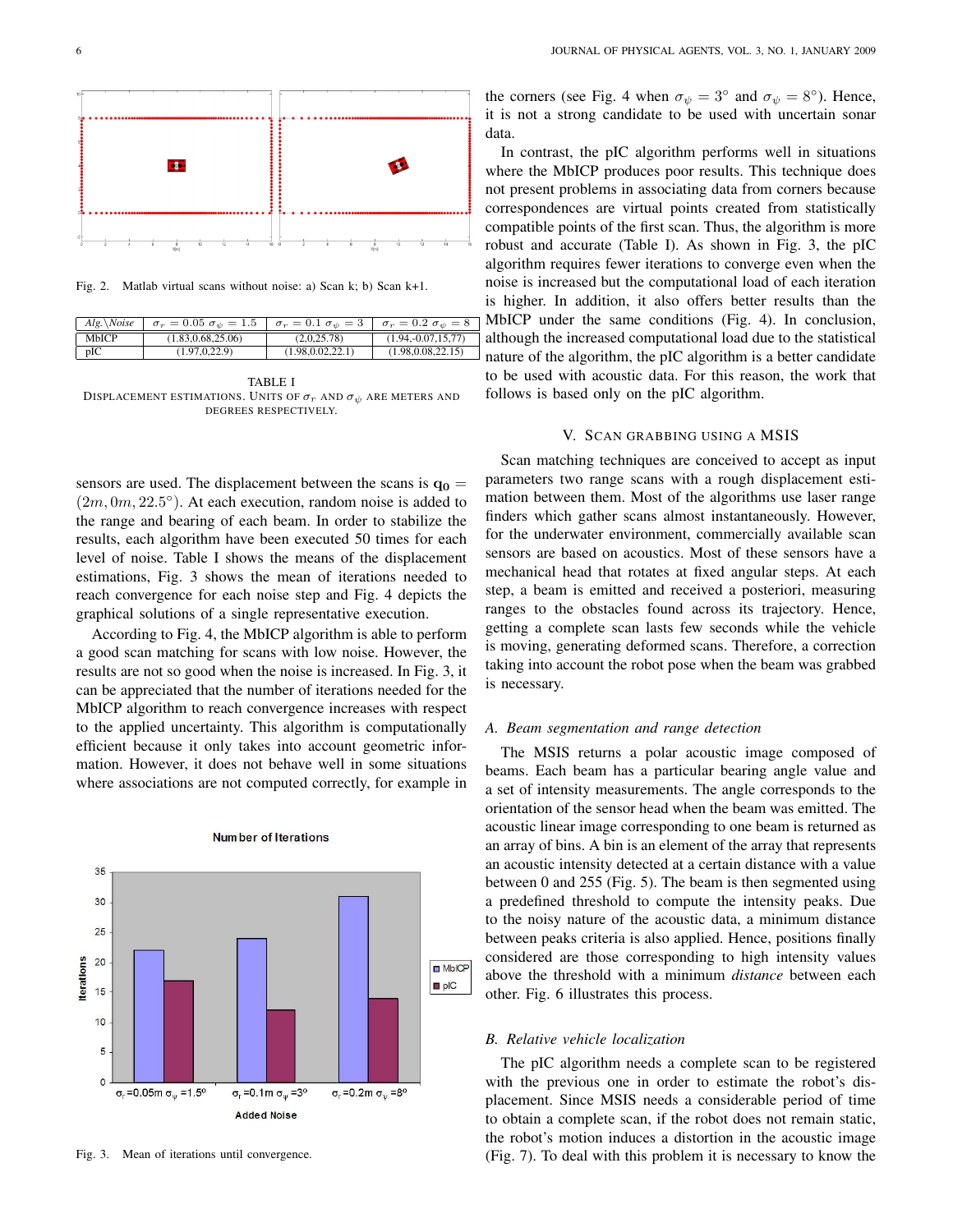Fig. 2. Matlab virtual scans without noise: a) Scan k; b) Scan k+1.

| Alg.\Noise | $\sigma_r = 0.05$ $\sigma_\psi = 1.5$ | $\sigma_r = 0.1$ $\sigma_\psi = 3$ | $\sigma_r = 0.2$ $\sigma_\psi = 8$ |
|---|---|---|---|
| MbICP | (1.83,0.68,25.06) | (2,0,25.78) | (1.94,-0.07,15,77) |
| pIC | (1.97,0,22.9) | (1.98,0.02,22.1) | (1.98,0.08,22.15) |

TABLE I
DISPLACEMENT ESTIMATIONS. UNITS OF $\sigma_r$ AND $\sigma_\psi$ ARE METERS AND DEGREES RESPECTIVELY.

sensors are used. The displacement between the scans is $\mathbf{q_0} = (2m, 0m, 22.5°)$. At each execution, random noise is added to the range and bearing of each beam. In order to stabilize the results, each algorithm have been executed 50 times for each level of noise. Table I shows the means of the displacement estimations, Fig. 3 shows the mean of iterations needed to reach convergence for each noise step and Fig. 4 depicts the graphical solutions of a single representative execution.

According to Fig. 4, the MbICP algorithm is able to perform a good scan matching for scans with low noise. However, the results are not so good when the noise is increased. In Fig. 3, it can be appreciated that the number of iterations needed for the MbICP algorithm to reach convergence increases with respect to the applied uncertainty. This algorithm is computationally efficient because it only takes into account geometric information. However, it does not behave well in some situations where associations are not computed correctly, for example in the corners (see Fig. 4 when $\sigma_\psi = 3°$ and $\sigma_\psi = 8°$). Hence, it is not a strong candidate to be used with uncertain sonar data.

Fig. 3. Mean of iterations until convergence.

In contrast, the pIC algorithm performs well in situations where the MbICP produces poor results. This technique does not present problems in associating data from corners because correspondences are virtual points created from statistically compatible points of the first scan. Thus, the algorithm is more robust and accurate (Table I). As shown in Fig. 3, the pIC algorithm requires fewer iterations to converge even when the noise is increased but the computational load of each iteration is higher. In addition, it also offers better results than the MbICP under the same conditions (Fig. 4). In conclusion, although the increased computational load due to the statistical nature of the algorithm, the pIC algorithm is a better candidate to be used with acoustic data. For this reason, the work that follows is based only on the pIC algorithm.

## V. SCAN GRABBING USING A MSIS

Scan matching techniques are conceived to accept as input parameters two range scans with a rough displacement estimation between them. Most of the algorithms use laser range finders which gather scans almost instantaneously. However, for the underwater environment, commercially available scan sensors are based on acoustics. Most of these sensors have a mechanical head that rotates at fixed angular steps. At each step, a beam is emitted and received a posteriori, measuring ranges to the obstacles found across its trajectory. Hence, getting a complete scan lasts few seconds while the vehicle is moving, generating deformed scans. Therefore, a correction taking into account the robot pose when the beam was grabbed is necessary.

### *A. Beam segmentation and range detection*

The MSIS returns a polar acoustic image composed of beams. Each beam has a particular bearing angle value and a set of intensity measurements. The angle corresponds to the orientation of the sensor head when the beam was emitted. The acoustic linear image corresponding to one beam is returned as an array of bins. A bin is an element of the array that represents an acoustic intensity detected at a certain distance with a value between 0 and 255 (Fig. 5). The beam is then segmented using a predefined threshold to compute the intensity peaks. Due to the noisy nature of the acoustic data, a minimum distance between peaks criteria is also applied. Hence, positions finally considered are those corresponding to high intensity values above the threshold with a minimum *distance* between each other. Fig. 6 illustrates this process.

### *B. Relative vehicle localization*

The pIC algorithm needs a complete scan to be registered with the previous one in order to estimate the robot's displacement. Since MSIS needs a considerable period of time to obtain a complete scan, if the robot does not remain static, the robot's motion induces a distortion in the acoustic image (Fig. 7). To deal with this problem it is necessary to know the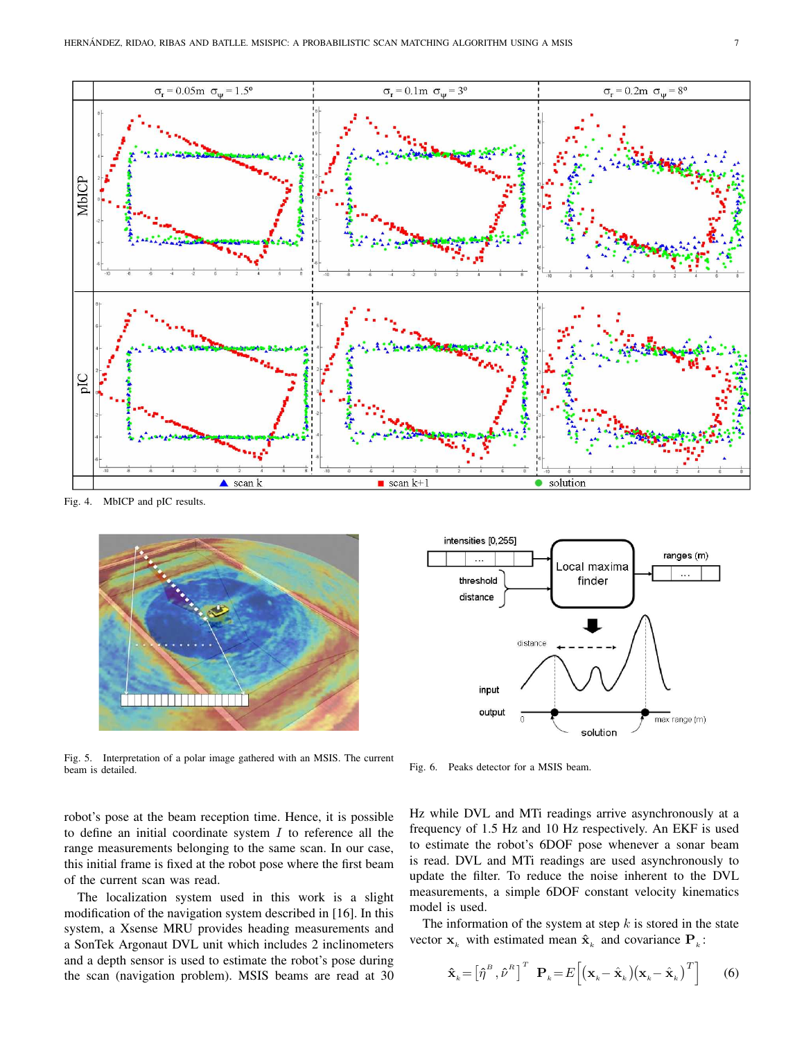Fig. 4. MbICP and pIC results.

Fig. 5. Interpretation of a polar image gathered with an MSIS. The current beam is detailed.

Fig. 6. Peaks detector for a MSIS beam.

robot's pose at the beam reception time. Hence, it is possible to define an initial coordinate system $I$ to reference all the range measurements belonging to the same scan. In our case, this initial frame is fixed at the robot pose where the first beam of the current scan was read.

The localization system used in this work is a slight modification of the navigation system described in [16]. In this system, a Xsense MRU provides heading measurements and a SonTek Argonaut DVL unit which includes 2 inclinometers and a depth sensor is used to estimate the robot's pose during the scan (navigation problem). MSIS beams are read at 30 Hz while DVL and MTi readings arrive asynchronously at a frequency of 1.5 Hz and 10 Hz respectively. An EKF is used to estimate the robot's 6DOF pose whenever a sonar beam is read. DVL and MTi readings are used asynchronously to update the filter. To reduce the noise inherent to the DVL measurements, a simple 6DOF constant velocity kinematics model is used.

The information of the system at step $k$ is stored in the state vector $\mathbf{x}_k$ with estimated mean $\hat{\mathbf{x}}_k$ and covariance $\mathbf{P}_k$:

$$\hat{\mathbf{x}}_k = \left[\hat{\eta}^B, \hat{\nu}^R\right]^T \quad \mathbf{P}_k = E\left[\left(\mathbf{x}_k - \hat{\mathbf{x}}_k\right)\left(\mathbf{x}_k - \hat{\mathbf{x}}_k\right)^T\right] \tag{6}$$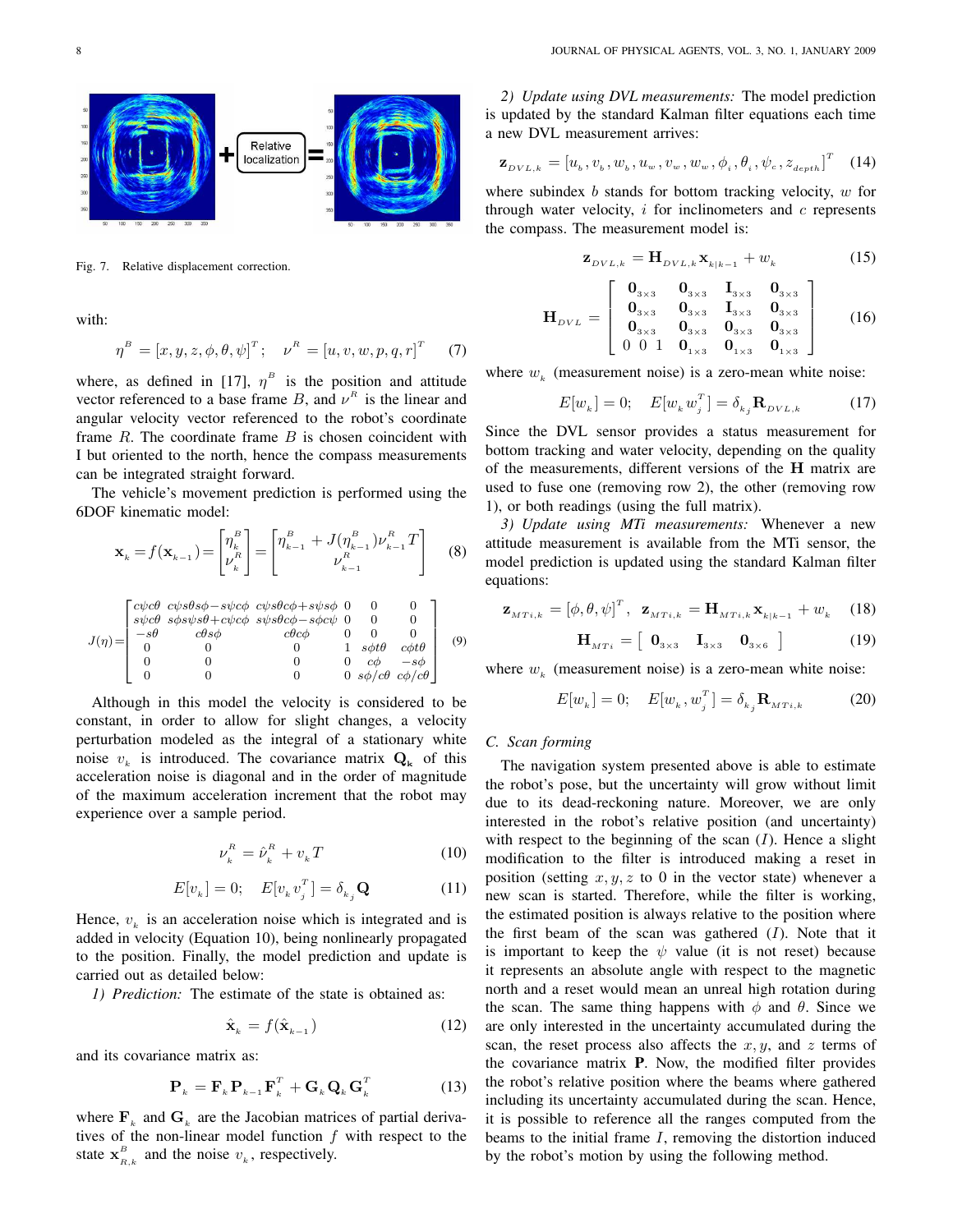Fig. 7. Relative displacement correction.

with:

$$\eta^B = [x, y, z, \phi, \theta, \psi]^T; \quad \nu^R = [u, v, w, p, q, r]^T \tag{7}$$

where, as defined in [17], $\eta^B$ is the position and attitude vector referenced to a base frame $B$, and $\nu^R$ is the linear and angular velocity vector referenced to the robot's coordinate frame $R$. The coordinate frame $B$ is chosen coincident with I but oriented to the north, hence the compass measurements can be integrated straight forward.

The vehicle's movement prediction is performed using the 6DOF kinematic model:

$$\mathbf{x}_k = f(\mathbf{x}_{k-1}) = \begin{bmatrix} \eta_k^B \\ \nu_k^R \end{bmatrix} = \begin{bmatrix} \eta_{k-1}^B + J(\eta_{k-1}^B)\nu_{k-1}^R T \\ \nu_{k-1}^R \end{bmatrix} \tag{8}$$

$$J(\eta) = \begin{bmatrix} c\psi c\theta & c\psi s\theta s\phi - s\psi c\phi & c\psi s\theta c\phi + s\psi s\phi & 0 & 0 & 0 \\ s\psi c\theta & s\phi s\psi s\theta + c\psi c\phi & s\psi s\theta c\phi - s\phi c\psi & 0 & 0 & 0 \\ -s\theta & c\theta s\phi & c\theta c\phi & 0 & 0 & 0 \\ 0 & 0 & 0 & 1 & s\phi t\theta & c\phi t\theta \\ 0 & 0 & 0 & 0 & c\phi & -s\phi \\ 0 & 0 & 0 & 0 & s\phi / c\theta & c\phi / c\theta \end{bmatrix} \tag{9}$$

Although in this model the velocity is considered to be constant, in order to allow for slight changes, a velocity perturbation modeled as the integral of a stationary white noise $v_k$ is introduced. The covariance matrix $\mathbf{Q_k}$ of this acceleration noise is diagonal and in the order of magnitude of the maximum acceleration increment that the robot may experience over a sample period.

$$\nu_k^R = \hat{\nu}_k^R + v_k T \tag{10}$$

$$E[v_k] = 0; \quad E[v_k v_j^T] = \delta_{kj} \mathbf{Q} \tag{11}$$

Hence, $v_k$ is an acceleration noise which is integrated and is added in velocity (Equation 10), being nonlinearly propagated to the position. Finally, the model prediction and update is carried out as detailed below:

*1) Prediction:* The estimate of the state is obtained as:

$$\hat{\mathbf{x}}_k = f(\hat{\mathbf{x}}_{k-1}) \tag{12}$$

and its covariance matrix as:

$$\mathbf{P}_k = \mathbf{F}_k \mathbf{P}_{k-1} \mathbf{F}_k^T + \mathbf{G}_k \mathbf{Q}_k \mathbf{G}_k^T \tag{13}$$

where $\mathbf{F}_k$ and $\mathbf{G}_k$ are the Jacobian matrices of partial derivatives of the non-linear model function $f$ with respect to the state $\mathbf{x}_{R,k}^B$ and the noise $v_k$, respectively.

*2) Update using DVL measurements:* The model prediction is updated by the standard Kalman filter equations each time a new DVL measurement arrives:

$$\mathbf{z}_{DVL,k} = [u_b, v_b, w_b, u_w, v_w, w_w, \phi_i, \theta_i, \psi_c, z_{depth}]^T \tag{14}$$

where subindex $b$ stands for bottom tracking velocity, $w$ for through water velocity, $i$ for inclinometers and $c$ represents the compass. The measurement model is:

$$\mathbf{z}_{DVL,k} = \mathbf{H}_{DVL,k} \mathbf{x}_{k|k-1} + w_k \tag{15}$$

$$\mathbf{H}_{DVL} = \begin{bmatrix} \mathbf{0}_{3\times3} & \mathbf{0}_{3\times3} & \mathbf{I}_{3\times3} & \mathbf{0}_{3\times3} \\ \mathbf{0}_{3\times3} & \mathbf{0}_{3\times3} & \mathbf{I}_{3\times3} & \mathbf{0}_{3\times3} \\ \mathbf{0}_{3\times3} & \mathbf{0}_{3\times3} & \mathbf{0}_{3\times3} & \mathbf{0}_{3\times3} \\ 0\ 0\ 1 & \mathbf{0}_{1\times3} & \mathbf{0}_{1\times3} & \mathbf{0}_{1\times3} \end{bmatrix} \tag{16}$$

where $w_k$ (measurement noise) is a zero-mean white noise:

$$E[w_k] = 0; \quad E[w_k w_j^T] = \delta_{kj} \mathbf{R}_{DVL,k} \tag{17}$$

Since the DVL sensor provides a status measurement for bottom tracking and water velocity, depending on the quality of the measurements, different versions of the $\mathbf{H}$ matrix are used to fuse one (removing row 2), the other (removing row 1), or both readings (using the full matrix).

*3) Update using MTi measurements:* Whenever a new attitude measurement is available from the MTi sensor, the model prediction is updated using the standard Kalman filter equations:

$$\mathbf{z}_{MTi,k} = [\phi, \theta, \psi]^T, \quad \mathbf{z}_{MTi,k} = \mathbf{H}_{MTi,k} \mathbf{x}_{k|k-1} + w_k \tag{18}$$

$$\mathbf{H}_{MTi} = \begin{bmatrix} \mathbf{0}_{3\times3} & \mathbf{I}_{3\times3} & \mathbf{0}_{3\times6} \end{bmatrix} \tag{19}$$

where $w_k$ (measurement noise) is a zero-mean white noise:

$$E[w_k] = 0; \quad E[w_k w_j^T] = \delta_{kj} \mathbf{R}_{MTi,k} \tag{20}$$

### C. Scan forming

The navigation system presented above is able to estimate the robot's pose, but the uncertainty will grow without limit due to its dead-reckoning nature. Moreover, we are only interested in the robot's relative position (and uncertainty) with respect to the beginning of the scan ($I$). Hence a slight modification to the filter is introduced making a reset in position (setting $x, y, z$ to 0 in the vector state) whenever a new scan is started. Therefore, while the filter is working, the estimated position is always relative to the position where the first beam of the scan was gathered ($I$). Note that it is important to keep the $\psi$ value (it is not reset) because it represents an absolute angle with respect to the magnetic north and a reset would mean an unreal high rotation during the scan. The same thing happens with $\phi$ and $\theta$. Since we are only interested in the uncertainty accumulated during the scan, the reset process also affects the $x, y$, and $z$ terms of the covariance matrix $\mathbf{P}$. Now, the modified filter provides the robot's relative position where the beams where gathered including its uncertainty accumulated during the scan. Hence, it is possible to reference all the ranges computed from the beams to the initial frame $I$, removing the distortion induced by the robot's motion by using the following method.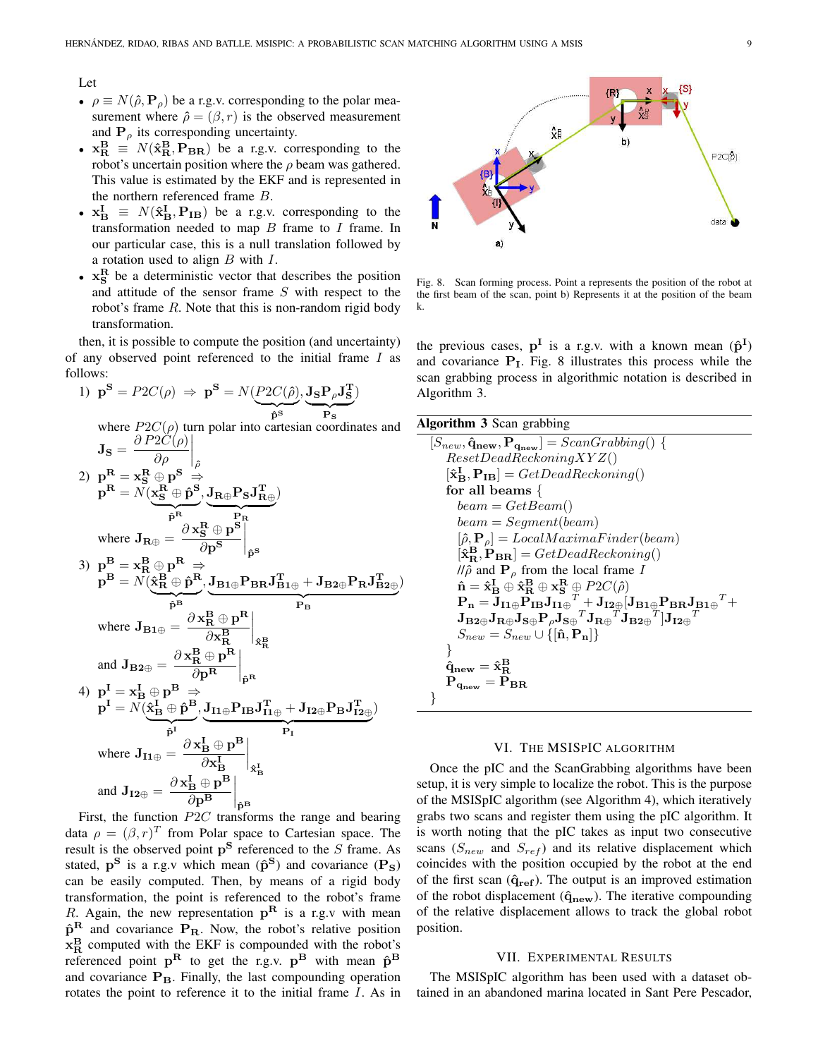Let

- $\rho \equiv N(\hat{\rho}, \mathbf{P}_\rho)$ be a r.g.v. corresponding to the polar measurement where $\hat{\rho} = (\beta, r)$ is the observed measurement and $\mathbf{P}_\rho$ its corresponding uncertainty.
- $\mathbf{x_R^B} \equiv N(\mathbf{\hat{x}_R^B}, \mathbf{P_{BR}})$ be a r.g.v. corresponding to the robot's uncertain position where the $\rho$ beam was gathered. This value is estimated by the EKF and is represented in the northern referenced frame $B$.
- $\mathbf{x_B^I} \equiv N(\mathbf{\hat{x}_B^I}, \mathbf{P_{IB}})$ be a r.g.v. corresponding to the transformation needed to map $B$ frame to $I$ frame. In our particular case, this is a null translation followed by a rotation used to align $B$ with $I$.
- $\mathbf{x_S^R}$ be a deterministic vector that describes the position and attitude of the sensor frame $S$ with respect to the robot's frame $R$. Note that this is non-random rigid body transformation.

then, it is possible to compute the position (and uncertainty) of any observed point referenced to the initial frame $I$ as follows:

1) $\mathbf{p^S} = P2C(\rho) \Rightarrow \mathbf{p^S} = N(\underbrace{P2C(\hat{\rho})}_{\mathbf{\hat{p}^S}}, \underbrace{\mathbf{J_S P_\rho J_S^T}}_{\mathbf{P_S}})$

   where $P2C(\rho)$ turn polar into cartesian coordinates and $\mathbf{J_S} = \left.\dfrac{\partial P2C(\rho)}{\partial \rho}\right|_{\hat{\rho}}$

2) $\mathbf{p^R} = \mathbf{x_S^R} \oplus \mathbf{p^S} \Rightarrow$
   $\mathbf{p^R} = N(\underbrace{\mathbf{x_S^R} \oplus \mathbf{\hat{p}^S}}_{\mathbf{\hat{p}^R}}, \underbrace{\mathbf{J_{R\oplus} P_S J_{R\oplus}^T}}_{\mathbf{P_R}})$

   where $\mathbf{J_{R\oplus}} = \left.\dfrac{\partial\, \mathbf{x_S^R} \oplus \mathbf{p^S}}{\partial \mathbf{p^S}}\right|_{\mathbf{\hat{p}^S}}$

3) $\mathbf{p^B} = \mathbf{x_R^B} \oplus \mathbf{p^R} \Rightarrow$
   $\mathbf{p^B} = N(\underbrace{\mathbf{\hat{x}_R^B} \oplus \mathbf{\hat{p}^R}}_{\mathbf{\hat{p}^B}}, \underbrace{\mathbf{J_{B1\oplus} P_{BR} J_{B1\oplus}^T} + \mathbf{J_{B2\oplus} P_R J_{B2\oplus}^T}}_{\mathbf{P_B}})$

   where $\mathbf{J_{B1\oplus}} = \left.\dfrac{\partial\, \mathbf{x_R^B} \oplus \mathbf{p^R}}{\partial \mathbf{x_R^B}}\right|_{\mathbf{\hat{x}_R^B}}$

   and $\mathbf{J_{B2\oplus}} = \left.\dfrac{\partial\, \mathbf{x_R^B} \oplus \mathbf{p^R}}{\partial \mathbf{p^R}}\right|_{\mathbf{\hat{p}^R}}$

4) $\mathbf{p^I} = \mathbf{x_B^I} \oplus \mathbf{p^B} \Rightarrow$
   $\mathbf{p^I} = N(\underbrace{\mathbf{\hat{x}_B^I} \oplus \mathbf{\hat{p}^B}}_{\mathbf{\hat{p}^I}}, \underbrace{\mathbf{J_{I1\oplus} P_{IB} J_{I1\oplus}^T} + \mathbf{J_{I2\oplus} P_B J_{I2\oplus}^T}}_{\mathbf{P_I}})$

   where $\mathbf{J_{I1\oplus}} = \left.\dfrac{\partial\, \mathbf{x_B^I} \oplus \mathbf{p^B}}{\partial \mathbf{x_B^I}}\right|_{\mathbf{\hat{x}_B^I}}$

   and $\mathbf{J_{I2\oplus}} = \left.\dfrac{\partial\, \mathbf{x_B^I} \oplus \mathbf{p^B}}{\partial \mathbf{p^B}}\right|_{\mathbf{\hat{p}^B}}$

First, the function $P2C$ transforms the range and bearing data $\rho = (\beta, r)^T$ from Polar space to Cartesian space. The result is the observed point $\mathbf{p^S}$ referenced to the $S$ frame. As stated, $\mathbf{p^S}$ is a r.g.v which mean ($\mathbf{\hat{p}^S}$) and covariance ($\mathbf{P_S}$) can be easily computed. Then, by means of a rigid body transformation, the point is referenced to the robot's frame $R$. Again, the new representation $\mathbf{p^R}$ is a r.g.v with mean $\mathbf{\hat{p}^R}$ and covariance $\mathbf{P_R}$. Now, the robot's relative position $\mathbf{x_R^B}$ computed with the EKF is compounded with the robot's referenced point $\mathbf{p^R}$ to get the r.g.v. $\mathbf{p^B}$ with mean $\mathbf{\hat{p}^B}$ and covariance $\mathbf{P_B}$. Finally, the last compounding operation rotates the point to reference it to the initial frame $I$. As in the previous cases, $\mathbf{p^I}$ is a r.g.v. with a known mean ($\mathbf{\hat{p}^I}$) and covariance $\mathbf{P_I}$. Fig. 8 illustrates this process while the scan grabbing process in algorithmic notation is described in Algorithm 3.

Fig. 8. Scan forming process. Point a represents the position of the robot at the first beam of the scan, point b) Represents it at the position of the beam k.

**Algorithm 3** Scan grabbing

```
[S_new, q̂_new, P_q_new] = ScanGrabbing() {
    ResetDeadReckoningXYZ()
    [x̂_B^I, P_IB] = GetDeadReckoning()
    for all beams {
        beam = GetBeam()
        beam = Segment(beam)
        [ρ̂, P_ρ] = LocalMaximaFinder(beam)
        [x̂_R^B, P_BR] = GetDeadReckoning()
        //ρ̂ and P_ρ from the local frame I
        n̂ = x̂_B^I ⊕ x̂_R^B ⊕ x_S^R ⊕ P2C(ρ̂)
        P_n = J_I1⊕ P_IB J_I1⊕^T + J_I2⊕[J_B1⊕ P_BR J_B1⊕^T +
        J_B2⊕ J_R⊕ J_S⊕ P_ρ J_S⊕^T J_R⊕^T J_B2⊕^T] J_I2⊕^T
        S_new = S_new ∪ {[n̂, P_n]}
    }
    q̂_new = x̂_R^B
    P_q_new = P_BR
}
```

## VI. The MSISpIC Algorithm

Once the pIC and the ScanGrabbing algorithms have been setup, it is very simple to localize the robot. This is the purpose of the MSISpIC algorithm (see Algorithm 4), which iteratively grabs two scans and register them using the pIC algorithm. It is worth noting that the pIC takes as input two consecutive scans ($S_{new}$ and $S_{ref}$) and its relative displacement which coincides with the position occupied by the robot at the end of the first scan ($\mathbf{\hat{q}_{ref}}$). The output is an improved estimation of the robot displacement ($\mathbf{\hat{q}_{new}}$). The iterative compounding of the relative displacement allows to track the global robot position.

## VII. Experimental Results

The MSISpIC algorithm has been used with a dataset obtained in an abandoned marina located in Sant Pere Pescador,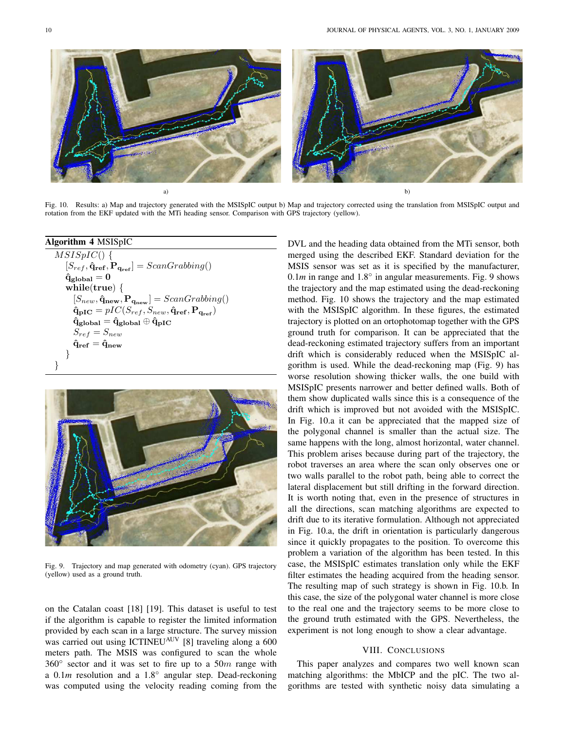Fig. 10. Results: a) Map and trajectory generated with the MSISpIC output b) Map and trajectory corrected using the translation from MSISpIC output and rotation from the EKF updated with the MTi heading sensor. Comparison with GPS trajectory (yellow).

**Algorithm 4** MSISpIC

$MSISpIC()$ {
  $[S_{ref}, \hat{\mathbf{q}}_{\mathbf{ref}}, \mathbf{P}_{\mathbf{q_{ref}}}] = ScanGrabbing()$
  $\hat{\mathbf{q}}_{\mathbf{global}} = \mathbf{0}$
  **while**(**true**) {
    $[S_{new}, \hat{\mathbf{q}}_{\mathbf{new}}, \mathbf{P}_{\mathbf{q_{new}}}] = ScanGrabbing()$
    $\hat{\mathbf{q}}_{\mathbf{pIC}} = pIC(S_{ref}, S_{new}, \hat{\mathbf{q}}_{\mathbf{ref}}, \mathbf{P}_{\mathbf{q_{ref}}})$
    $\hat{\mathbf{q}}_{\mathbf{global}} = \hat{\mathbf{q}}_{\mathbf{global}} \oplus \hat{\mathbf{q}}_{\mathbf{pIC}}$
    $S_{ref} = S_{new}$
    $\hat{\mathbf{q}}_{\mathbf{ref}} = \hat{\mathbf{q}}_{\mathbf{new}}$
  }
}

Fig. 9. Trajectory and map generated with odometry (cyan). GPS trajectory (yellow) used as a ground truth.

on the Catalan coast [18] [19]. This dataset is useful to test if the algorithm is capable to register the limited information provided by each scan in a large structure. The survey mission was carried out using ICTINEU[AUV] [8] traveling along a 600 meters path. The MSIS was configured to scan the whole $360°$ sector and it was set to fire up to a $50m$ range with a $0.1m$ resolution and a $1.8°$ angular step. Dead-reckoning was computed using the velocity reading coming from the DVL and the heading data obtained from the MTi sensor, both merged using the described EKF. Standard deviation for the MSIS sensor was set as it is specified by the manufacturer, $0.1m$ in range and $1.8°$ in angular measurements. Fig. 9 shows the trajectory and the map estimated using the dead-reckoning method. Fig. 10 shows the trajectory and the map estimated with the MSISpIC algorithm. In these figures, the estimated trajectory is plotted on an ortophotomap together with the GPS ground truth for comparison. It can be appreciated that the dead-reckoning estimated trajectory suffers from an important drift which is considerably reduced when the MSISpIC algorithm is used. While the dead-reckoning map (Fig. 9) has worse resolution showing thicker walls, the one build with MSISpIC presents narrower and better defined walls. Both of them show duplicated walls since this is a consequence of the drift which is improved but not avoided with the MSISpIC. In Fig. 10.a it can be appreciated that the mapped size of the polygonal channel is smaller than the actual size. The same happens with the long, almost horizontal, water channel. This problem arises because during part of the trajectory, the robot traverses an area where the scan only observes one or two walls parallel to the robot path, being able to correct the lateral displacement but still drifting in the forward direction. It is worth noting that, even in the presence of structures in all the directions, scan matching algorithms are expected to drift due to its iterative formulation. Although not appreciated in Fig. 10.a, the drift in orientation is particularly dangerous since it quickly propagates to the position. To overcome this problem a variation of the algorithm has been tested. In this case, the MSISpIC estimates translation only while the EKF filter estimates the heading acquired from the heading sensor. The resulting map of such strategy is shown in Fig. 10.b. In this case, the size of the polygonal water channel is more close to the real one and the trajectory seems to be more close to the ground truth estimated with the GPS. Nevertheless, the experiment is not long enough to show a clear advantage.

## VIII. Conclusions

This paper analyzes and compares two well known scan matching algorithms: the MbICP and the pIC. The two algorithms are tested with synthetic noisy data simulating a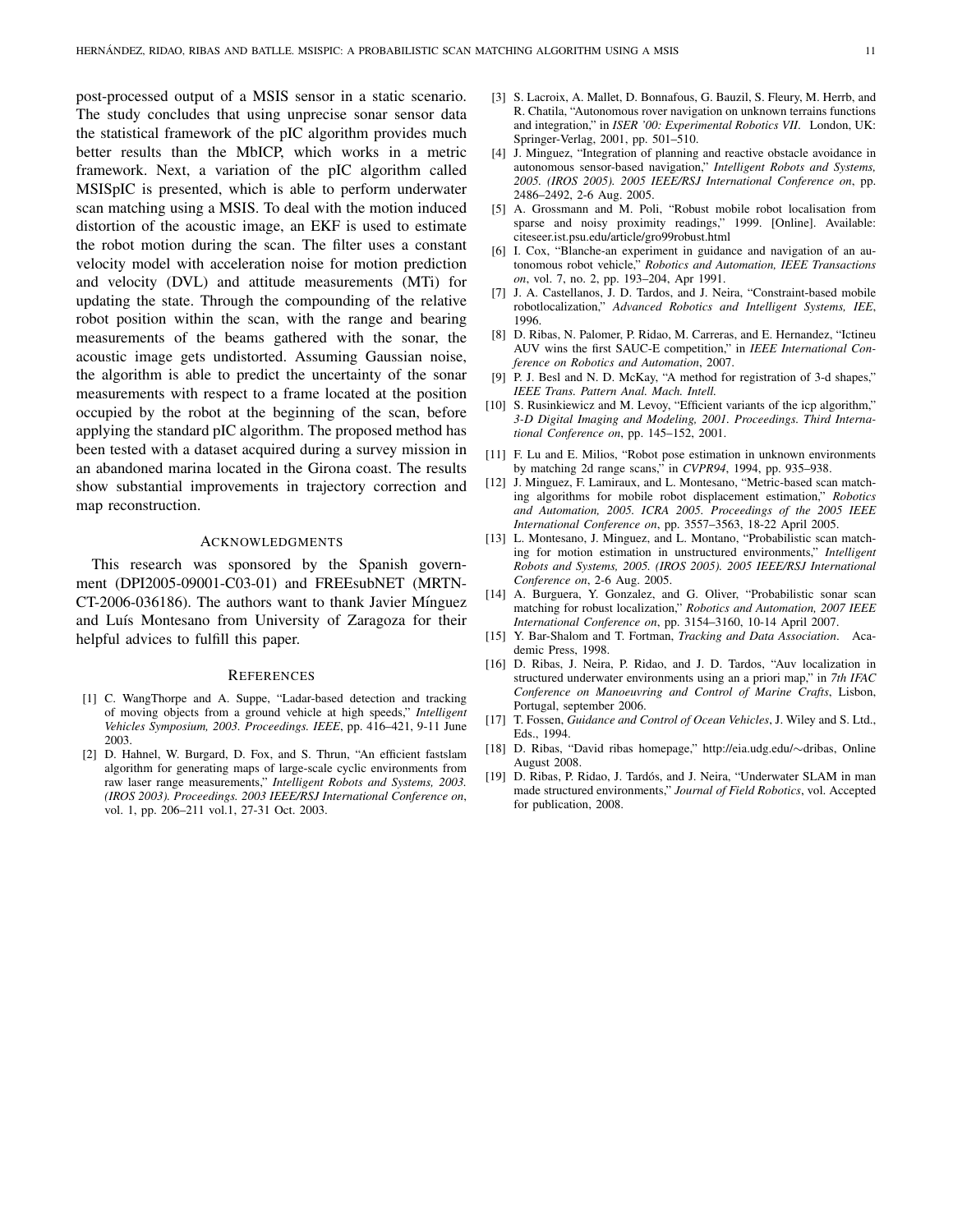post-processed output of a MSIS sensor in a static scenario. The study concludes that using unprecise sonar sensor data the statistical framework of the pIC algorithm provides much better results than the MbICP, which works in a metric framework. Next, a variation of the pIC algorithm called MSISpIC is presented, which is able to perform underwater scan matching using a MSIS. To deal with the motion induced distortion of the acoustic image, an EKF is used to estimate the robot motion during the scan. The filter uses a constant velocity model with acceleration noise for motion prediction and velocity (DVL) and attitude measurements (MTi) for updating the state. Through the compounding of the relative robot position within the scan, with the range and bearing measurements of the beams gathered with the sonar, the acoustic image gets undistorted. Assuming Gaussian noise, the algorithm is able to predict the uncertainty of the sonar measurements with respect to a frame located at the position occupied by the robot at the beginning of the scan, before applying the standard pIC algorithm. The proposed method has been tested with a dataset acquired during a survey mission in an abandoned marina located in the Girona coast. The results show substantial improvements in trajectory correction and map reconstruction.

## Acknowledgments

This research was sponsored by the Spanish government (DPI2005-09001-C03-01) and FREEsubNET (MRTN-CT-2006-036186). The authors want to thank Javier Mínguez and Luís Montesano from University of Zaragoza for their helpful advices to fulfill this paper.

## References

[1] C. WangThorpe and A. Suppe, "Ladar-based detection and tracking of moving objects from a ground vehicle at high speeds," *Intelligent Vehicles Symposium, 2003. Proceedings. IEEE*, pp. 416–421, 9-11 June 2003.

[2] D. Hahnel, W. Burgard, D. Fox, and S. Thrun, "An efficient fastslam algorithm for generating maps of large-scale cyclic environments from raw laser range measurements," *Intelligent Robots and Systems, 2003. (IROS 2003). Proceedings. 2003 IEEE/RSJ International Conference on*, vol. 1, pp. 206–211 vol.1, 27-31 Oct. 2003.

[3] S. Lacroix, A. Mallet, D. Bonnafous, G. Bauzil, S. Fleury, M. Herrb, and R. Chatila, "Autonomous rover navigation on unknown terrains functions and integration," in *ISER '00: Experimental Robotics VII*. London, UK: Springer-Verlag, 2001, pp. 501–510.

[4] J. Minguez, "Integration of planning and reactive obstacle avoidance in autonomous sensor-based navigation," *Intelligent Robots and Systems, 2005. (IROS 2005). 2005 IEEE/RSJ International Conference on*, pp. 2486–2492, 2-6 Aug. 2005.

[5] A. Grossmann and M. Poli, "Robust mobile robot localisation from sparse and noisy proximity readings," 1999. [Online]. Available: citeseer.ist.psu.edu/article/gro99robust.html

[6] I. Cox, "Blanche-an experiment in guidance and navigation of an autonomous robot vehicle," *Robotics and Automation, IEEE Transactions on*, vol. 7, no. 2, pp. 193–204, Apr 1991.

[7] J. A. Castellanos, J. D. Tardos, and J. Neira, "Constraint-based mobile robotlocalization," *Advanced Robotics and Intelligent Systems, IEE*, 1996.

[8] D. Ribas, N. Palomer, P. Ridao, M. Carreras, and E. Hernandez, "Ictineu AUV wins the first SAUC-E competition," in *IEEE International Conference on Robotics and Automation*, 2007.

[9] P. J. Besl and N. D. McKay, "A method for registration of 3-d shapes," *IEEE Trans. Pattern Anal. Mach. Intell.*

[10] S. Rusinkiewicz and M. Levoy, "Efficient variants of the icp algorithm," *3-D Digital Imaging and Modeling, 2001. Proceedings. Third International Conference on*, pp. 145–152, 2001.

[11] F. Lu and E. Milios, "Robot pose estimation in unknown environments by matching 2d range scans," in *CVPR94*, 1994, pp. 935–938.

[12] J. Minguez, F. Lamiraux, and L. Montesano, "Metric-based scan matching algorithms for mobile robot displacement estimation," *Robotics and Automation, 2005. ICRA 2005. Proceedings of the 2005 IEEE International Conference on*, pp. 3557–3563, 18-22 April 2005.

[13] L. Montesano, J. Minguez, and L. Montano, "Probabilistic scan matching for motion estimation in unstructured environments," *Intelligent Robots and Systems, 2005. (IROS 2005). 2005 IEEE/RSJ International Conference on*, 2-6 Aug. 2005.

[14] A. Burguera, Y. Gonzalez, and G. Oliver, "Probabilistic sonar scan matching for robust localization," *Robotics and Automation, 2007 IEEE International Conference on*, pp. 3154–3160, 10-14 April 2007.

[15] Y. Bar-Shalom and T. Fortman, *Tracking and Data Association*. Academic Press, 1998.

[16] D. Ribas, J. Neira, P. Ridao, and J. D. Tardos, "Auv localization in structured underwater environments using an a priori map," in *7th IFAC Conference on Manoeuvring and Control of Marine Crafts*, Lisbon, Portugal, september 2006.

[17] T. Fossen, *Guidance and Control of Ocean Vehicles*, J. Wiley and S. Ltd., Eds., 1994.

[18] D. Ribas, "David ribas homepage," http://eia.udg.edu/∼dribas, Online August 2008.

[19] D. Ribas, P. Ridao, J. Tardós, and J. Neira, "Underwater SLAM in man made structured environments," *Journal of Field Robotics*, vol. Accepted for publication, 2008.